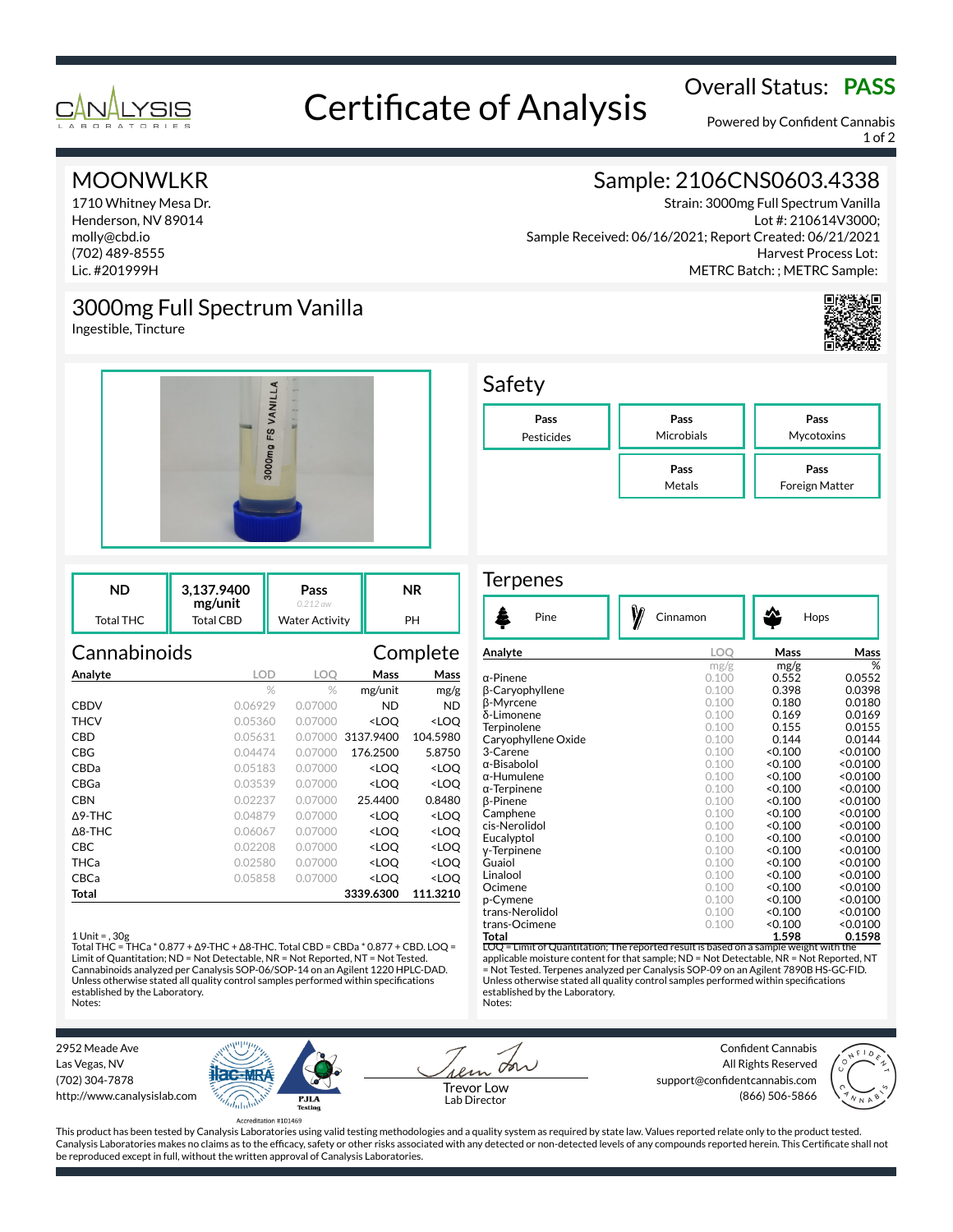# Certificate of Analysis

Overall Status: **PASS**

Powered by Confident Cannabis

## MOONWLKR

1710 Whitney Mesa Dr.
Henderson, NV 89014
molly@cbd.io
(702) 489-8555
Lic. #201999H

## Sample: 2106CNS0603.4338

Strain: 3000mg Full Spectrum Vanilla
Lot #: 210614V3000;
Sample Received: 06/16/2021; Report Created: 06/21/2021
Harvest Process Lot:
METRC Batch: ; METRC Sample:

## 3000mg Full Spectrum Vanilla

Ingestible, Tincture

## Safety

| Pass | Pass | Pass |
|---|---|---|
| Pesticides | Microbials | Mycotoxins |
| | **Pass** | **Pass** |
| | Metals | Foreign Matter |

| ND | 3,137.9400 mg/unit | Pass (0.212 aw) | NR |
|---|---|---|---|
| Total THC | Total CBD | Water Activity | PH |

## Cannabinoids — Complete

| Analyte | LOD | LOQ | Mass | Mass |
|---|---|---|---|---|
| | % | % | mg/unit | mg/g |
| CBDV | 0.06929 | 0.07000 | ND | ND |
| THCV | 0.05360 | 0.07000 | <LOQ | <LOQ |
| CBD | 0.05631 | 0.07000 | 3137.9400 | 104.5980 |
| CBG | 0.04474 | 0.07000 | 176.2500 | 5.8750 |
| CBDa | 0.05183 | 0.07000 | <LOQ | <LOQ |
| CBGa | 0.03539 | 0.07000 | <LOQ | <LOQ |
| CBN | 0.02237 | 0.07000 | 25.4400 | 0.8480 |
| Δ9-THC | 0.04879 | 0.07000 | <LOQ | <LOQ |
| Δ8-THC | 0.06067 | 0.07000 | <LOQ | <LOQ |
| CBC | 0.02208 | 0.07000 | <LOQ | <LOQ |
| THCa | 0.02580 | 0.07000 | <LOQ | <LOQ |
| CBCa | 0.05858 | 0.07000 | <LOQ | <LOQ |
| **Total** | | | **3339.6300** | **111.3210** |

1 Unit = , 30g
Total THC = THCa * 0.877 + Δ9-THC + Δ8-THC. Total CBD = CBDa * 0.877 + CBD. LOQ = Limit of Quantitation; ND = Not Detectable, NR = Not Reported, NT = Not Tested. Cannabinoids analyzed per Canalysis SOP-06/SOP-14 on an Agilent 1220 HPLC-DAD. Unless otherwise stated all quality control samples performed within specifications established by the Laboratory.
Notes:

## Terpenes

Pine | Cinnamon | Hops

| Analyte | LOQ | Mass | Mass |
|---|---|---|---|
| | mg/g | mg/g | % |
| α-Pinene | 0.100 | 0.552 | 0.0552 |
| β-Caryophyllene | 0.100 | 0.398 | 0.0398 |
| β-Myrcene | 0.100 | 0.180 | 0.0180 |
| δ-Limonene | 0.100 | 0.169 | 0.0169 |
| Terpinolene | 0.100 | 0.155 | 0.0155 |
| Caryophyllene Oxide | 0.100 | 0.144 | 0.0144 |
| 3-Carene | 0.100 | <0.100 | <0.0100 |
| α-Bisabolol | 0.100 | <0.100 | <0.0100 |
| α-Humulene | 0.100 | <0.100 | <0.0100 |
| α-Terpinene | 0.100 | <0.100 | <0.0100 |
| β-Pinene | 0.100 | <0.100 | <0.0100 |
| Camphene | 0.100 | <0.100 | <0.0100 |
| cis-Nerolidol | 0.100 | <0.100 | <0.0100 |
| Eucalyptol | 0.100 | <0.100 | <0.0100 |
| γ-Terpinene | 0.100 | <0.100 | <0.0100 |
| Guaiol | 0.100 | <0.100 | <0.0100 |
| Linalool | 0.100 | <0.100 | <0.0100 |
| Ocimene | 0.100 | <0.100 | <0.0100 |
| p-Cymene | 0.100 | <0.100 | <0.0100 |
| trans-Nerolidol | 0.100 | <0.100 | <0.0100 |
| trans-Ocimene | 0.100 | <0.100 | <0.0100 |
| **Total** | | **1.598** | **0.1598** |

LOQ = Limit of Quantitation; The reported result is based on a sample weight with the applicable moisture content for that sample; ND = Not Detectable, NR = Not Reported, NT = Not Tested. Terpenes analyzed per Canalysis SOP-09 on an Agilent 7890B HS-GC-FID. Unless otherwise stated all quality control samples performed within specifications established by the Laboratory.
Notes:

2952 Meade Ave
Las Vegas, NV
(702) 304-7878
http://www.canalysislab.com

Accreditation #101469

Trevor Low
Lab Director

Confident Cannabis
All Rights Reserved
support@confidentcannabis.com
(866) 506-5866

This product has been tested by Canalysis Laboratories using valid testing methodologies and a quality system as required by state law. Values reported relate only to the product tested. Canalysis Laboratories makes no claims as to the efficacy, safety or other risks associated with any detected or non-detected levels of any compounds reported herein. This Certificate shall not be reproduced except in full, without the written approval of Canalysis Laboratories.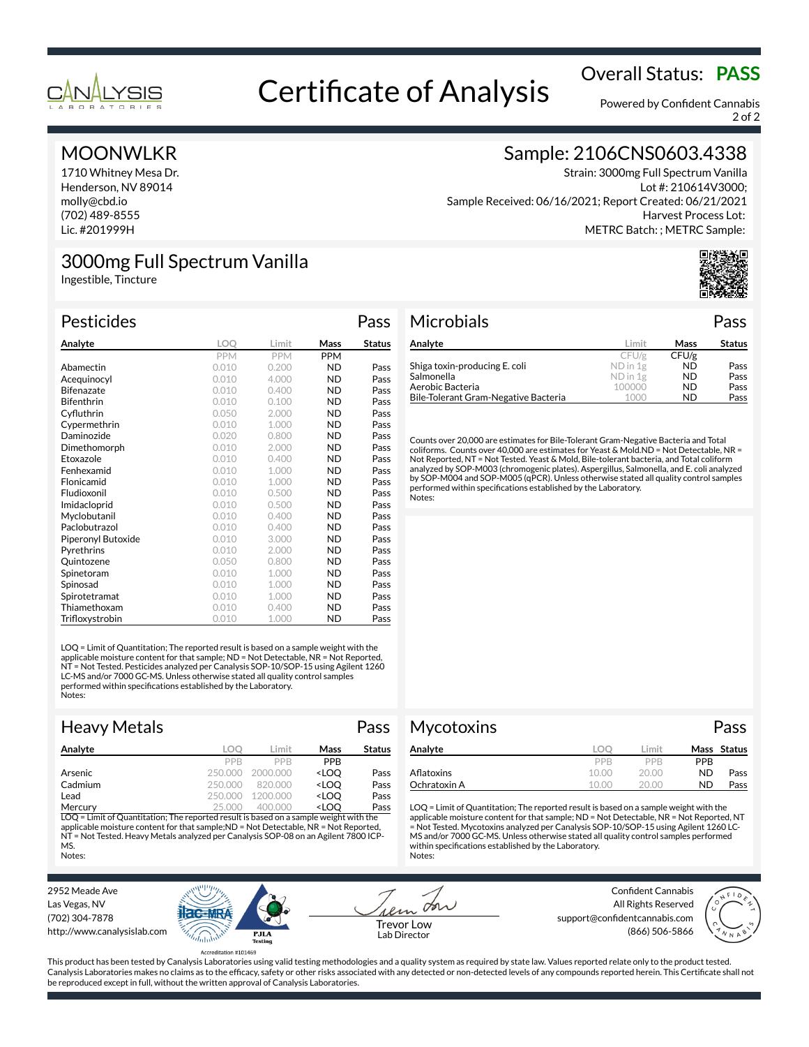# Certificate of Analysis

Overall Status: **PASS**

Powered by Confident Cannabis

## MOONWLKR

1710 Whitney Mesa Dr.
Henderson, NV 89014
molly@cbd.io
(702) 489-8555
Lic. #201999H

## Sample: 2106CNS0603.4338

Strain: 3000mg Full Spectrum Vanilla
Lot #: 210614V3000;
Sample Received: 06/16/2021; Report Created: 06/21/2021
Harvest Process Lot:
METRC Batch: ; METRC Sample:

## 3000mg Full Spectrum Vanilla

Ingestible, Tincture

### Pesticides — Pass

| Analyte | LOQ | Limit | Mass | Status |
|---|---|---|---|---|
| | PPM | PPM | PPM | |
| Abamectin | 0.010 | 0.200 | ND | Pass |
| Acequinocyl | 0.010 | 4.000 | ND | Pass |
| Bifenazate | 0.010 | 0.400 | ND | Pass |
| Bifenthrin | 0.010 | 0.100 | ND | Pass |
| Cyfluthrin | 0.050 | 2.000 | ND | Pass |
| Cypermethrin | 0.010 | 1.000 | ND | Pass |
| Daminozide | 0.020 | 0.800 | ND | Pass |
| Dimethomorph | 0.010 | 2.000 | ND | Pass |
| Etoxazole | 0.010 | 0.400 | ND | Pass |
| Fenhexamid | 0.010 | 1.000 | ND | Pass |
| Flonicamid | 0.010 | 1.000 | ND | Pass |
| Fludioxonil | 0.010 | 0.500 | ND | Pass |
| Imidacloprid | 0.010 | 0.500 | ND | Pass |
| Myclobutanil | 0.010 | 0.400 | ND | Pass |
| Paclobutrazol | 0.010 | 0.400 | ND | Pass |
| Piperonyl Butoxide | 0.010 | 3.000 | ND | Pass |
| Pyrethrins | 0.010 | 2.000 | ND | Pass |
| Quintozene | 0.050 | 0.800 | ND | Pass |
| Spinetoram | 0.010 | 1.000 | ND | Pass |
| Spinosad | 0.010 | 1.000 | ND | Pass |
| Spirotetramat | 0.010 | 1.000 | ND | Pass |
| Thiamethoxam | 0.010 | 0.400 | ND | Pass |
| Trifloxystrobin | 0.010 | 1.000 | ND | Pass |

LOQ = Limit of Quantitation; The reported result is based on a sample weight with the applicable moisture content for that sample; ND = Not Detectable, NR = Not Reported, NT = Not Tested. Pesticides analyzed per Canalysis SOP-10/SOP-15 using Agilent 1260 LC-MS and/or 7000 GC-MS. Unless otherwise stated all quality control samples performed within specifications established by the Laboratory.
Notes:

### Microbials — Pass

| Analyte | Limit | Mass | Status |
|---|---|---|---|
| | CFU/g | CFU/g | |
| Shiga toxin-producing E. coli | ND in 1g | ND | Pass |
| Salmonella | ND in 1g | ND | Pass |
| Aerobic Bacteria | 100000 | ND | Pass |
| Bile-Tolerant Gram-Negative Bacteria | 1000 | ND | Pass |

Counts over 20,000 are estimates for Bile-Tolerant Gram-Negative Bacteria and Total coliforms. Counts over 40,000 are estimates for Yeast & Mold.ND = Not Detectable, NR = Not Reported, NT = Not Tested. Yeast & Mold, Bile-tolerant bacteria, and Total coliform analyzed by SOP-M003 (chromogenic plates). Aspergillus, Salmonella, and E. coli analyzed by SOP-M004 and SOP-M005 (qPCR). Unless otherwise stated all quality control samples performed within specifications established by the Laboratory.
Notes:

### Heavy Metals — Pass

| Analyte | LOQ | Limit | Mass | Status |
|---|---|---|---|---|
| | PPB | PPB | PPB | |
| Arsenic | 250.000 | 2000.000 | <LOQ | Pass |
| Cadmium | 250.000 | 820.000 | <LOQ | Pass |
| Lead | 250.000 | 1200.000 | <LOQ | Pass |
| Mercury | 25.000 | 400.000 | <LOQ | Pass |

LOQ = Limit of Quantitation; The reported result is based on a sample weight with the applicable moisture content for that sample;ND = Not Detectable, NR = Not Reported, NT = Not Tested. Heavy Metals analyzed per Canalysis SOP-08 on an Agilent 7800 ICP-MS.
Notes:

### Mycotoxins — Pass

| Analyte | LOQ | Limit | Mass | Status |
|---|---|---|---|---|
| | PPB | PPB | PPB | |
| Aflatoxins | 10.00 | 20.00 | ND | Pass |
| Ochratoxin A | 10.00 | 20.00 | ND | Pass |

LOQ = Limit of Quantitation; The reported result is based on a sample weight with the applicable moisture content for that sample; ND = Not Detectable, NR = Not Reported, NT = Not Tested. Mycotoxins analyzed per Canalysis SOP-10/SOP-15 using Agilent 1260 LC-MS and/or 7000 GC-MS. Unless otherwise stated all quality control samples performed within specifications established by the Laboratory.
Notes:

2952 Meade Ave
Las Vegas, NV
(702) 304-7878
http://www.canalysislab.com

Accreditation #101469

Trevor Low
Lab Director

Confident Cannabis
All Rights Reserved
support@confidentcannabis.com
(866) 506-5866

This product has been tested by Canalysis Laboratories using valid testing methodologies and a quality system as required by state law. Values reported relate only to the product tested. Canalysis Laboratories makes no claims as to the efficacy, safety or other risks associated with any detected or non-detected levels of any compounds reported herein. This Certificate shall not be reproduced except in full, without the written approval of Canalysis Laboratories.